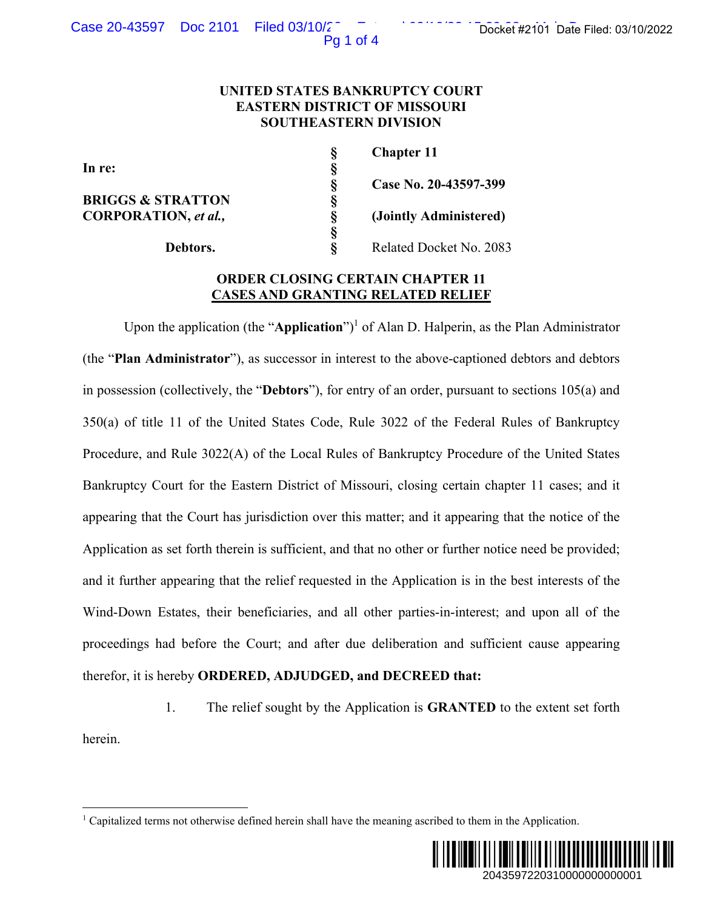**UNITED STATES BANKRUPTCY COURT**
**EASTERN DISTRICT OF MISSOURI**
**SOUTHEASTERN DIVISION**

| | | |
|---|---|---|
| **In re:** | § | **Chapter 11** |
| | § | |
| **BRIGGS & STRATTON CORPORATION,** ***et al.,*** | § | **Case No. 20-43597-399** |
| | § | **(Jointly Administered)** |
| **Debtors.** | § | Related Docket No. 2083 |

**ORDER CLOSING CERTAIN CHAPTER 11 CASES AND GRANTING RELATED RELIEF**

Upon the application (the "**Application**")[1] of Alan D. Halperin, as the Plan Administrator (the "**Plan Administrator**"), as successor in interest to the above-captioned debtors and debtors in possession (collectively, the "**Debtors**"), for entry of an order, pursuant to sections 105(a) and 350(a) of title 11 of the United States Code, Rule 3022 of the Federal Rules of Bankruptcy Procedure, and Rule 3022(A) of the Local Rules of Bankruptcy Procedure of the United States Bankruptcy Court for the Eastern District of Missouri, closing certain chapter 11 cases; and it appearing that the Court has jurisdiction over this matter; and it appearing that the notice of the Application as set forth therein is sufficient, and that no other or further notice need be provided; and it further appearing that the relief requested in the Application is in the best interests of the Wind-Down Estates, their beneficiaries, and all other parties-in-interest; and upon all of the proceedings had before the Court; and after due deliberation and sufficient cause appearing therefor, it is hereby **ORDERED, ADJUDGED, and DECREED that:**

1. The relief sought by the Application is **GRANTED** to the extent set forth herein.

[1] Capitalized terms not otherwise defined herein shall have the meaning ascribed to them in the Application.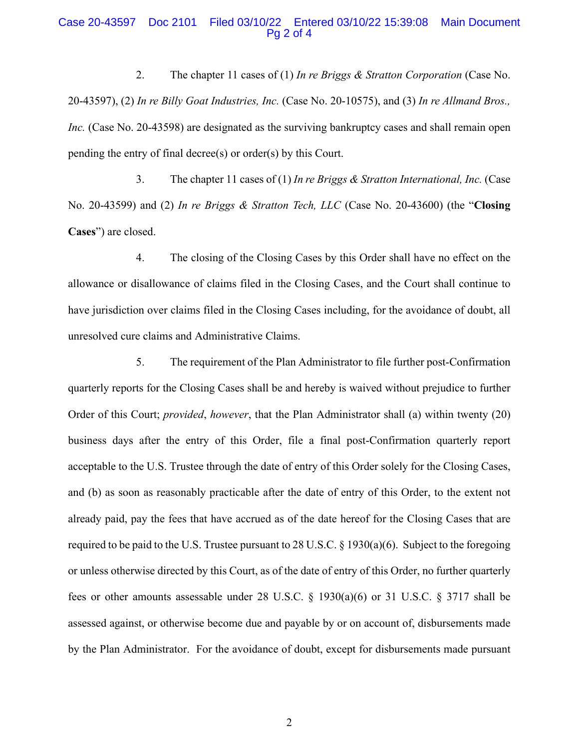2. The chapter 11 cases of (1) *In re Briggs & Stratton Corporation* (Case No. 20-43597), (2) *In re Billy Goat Industries, Inc.* (Case No. 20-10575), and (3) *In re Allmand Bros., Inc.* (Case No. 20-43598) are designated as the surviving bankruptcy cases and shall remain open pending the entry of final decree(s) or order(s) by this Court.

3. The chapter 11 cases of (1) *In re Briggs & Stratton International, Inc.* (Case No. 20-43599) and (2) *In re Briggs & Stratton Tech, LLC* (Case No. 20-43600) (the "**Closing Cases**") are closed.

4. The closing of the Closing Cases by this Order shall have no effect on the allowance or disallowance of claims filed in the Closing Cases, and the Court shall continue to have jurisdiction over claims filed in the Closing Cases including, for the avoidance of doubt, all unresolved cure claims and Administrative Claims.

5. The requirement of the Plan Administrator to file further post-Confirmation quarterly reports for the Closing Cases shall be and hereby is waived without prejudice to further Order of this Court; *provided*, *however*, that the Plan Administrator shall (a) within twenty (20) business days after the entry of this Order, file a final post-Confirmation quarterly report acceptable to the U.S. Trustee through the date of entry of this Order solely for the Closing Cases, and (b) as soon as reasonably practicable after the date of entry of this Order, to the extent not already paid, pay the fees that have accrued as of the date hereof for the Closing Cases that are required to be paid to the U.S. Trustee pursuant to 28 U.S.C. § 1930(a)(6). Subject to the foregoing or unless otherwise directed by this Court, as of the date of entry of this Order, no further quarterly fees or other amounts assessable under 28 U.S.C. § 1930(a)(6) or 31 U.S.C. § 3717 shall be assessed against, or otherwise become due and payable by or on account of, disbursements made by the Plan Administrator. For the avoidance of doubt, except for disbursements made pursuant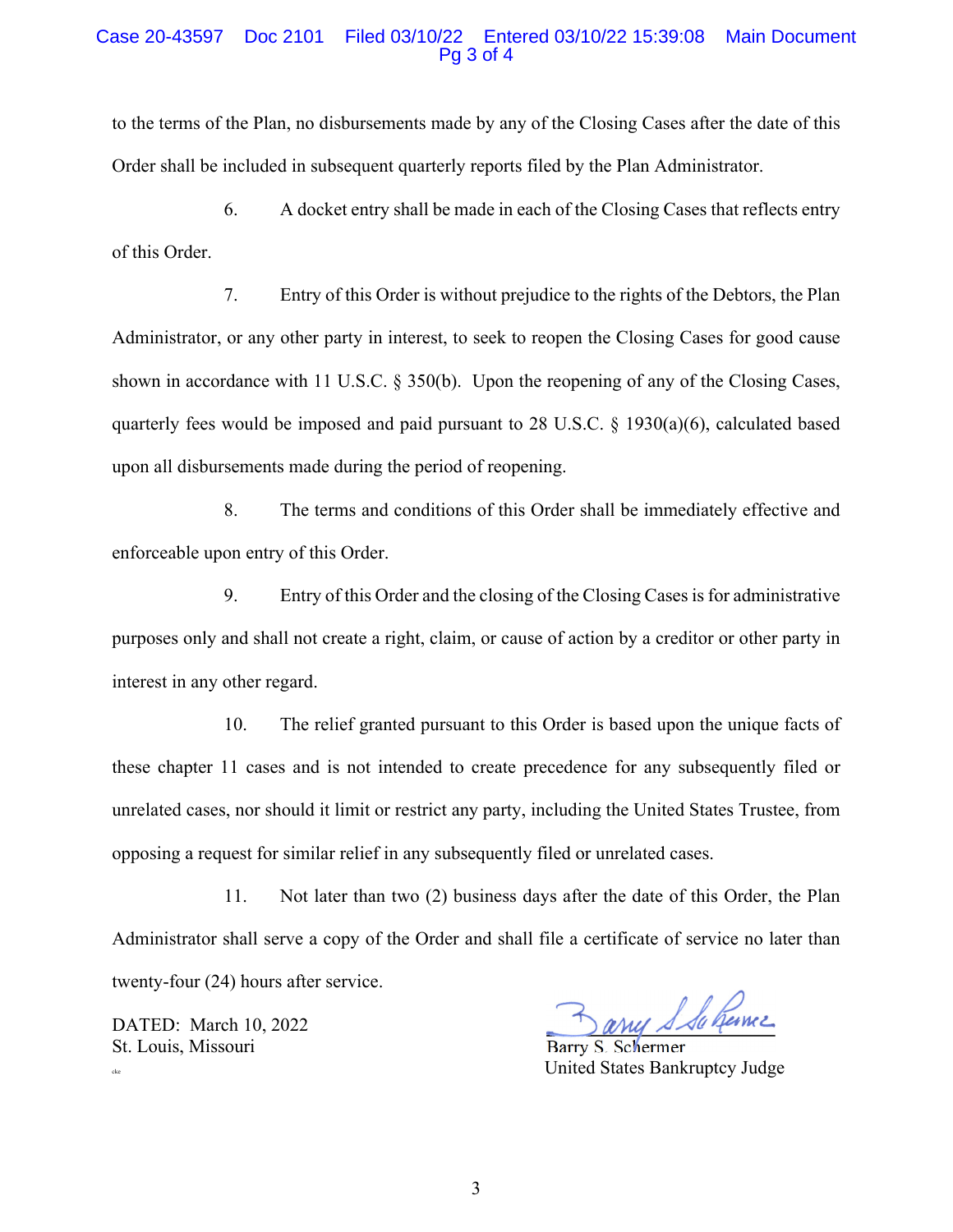to the terms of the Plan, no disbursements made by any of the Closing Cases after the date of this Order shall be included in subsequent quarterly reports filed by the Plan Administrator.

6. A docket entry shall be made in each of the Closing Cases that reflects entry of this Order.

7. Entry of this Order is without prejudice to the rights of the Debtors, the Plan Administrator, or any other party in interest, to seek to reopen the Closing Cases for good cause shown in accordance with 11 U.S.C. § 350(b). Upon the reopening of any of the Closing Cases, quarterly fees would be imposed and paid pursuant to 28 U.S.C. § 1930(a)(6), calculated based upon all disbursements made during the period of reopening.

8. The terms and conditions of this Order shall be immediately effective and enforceable upon entry of this Order.

9. Entry of this Order and the closing of the Closing Cases is for administrative purposes only and shall not create a right, claim, or cause of action by a creditor or other party in interest in any other regard.

10. The relief granted pursuant to this Order is based upon the unique facts of these chapter 11 cases and is not intended to create precedence for any subsequently filed or unrelated cases, nor should it limit or restrict any party, including the United States Trustee, from opposing a request for similar relief in any subsequently filed or unrelated cases.

11. Not later than two (2) business days after the date of this Order, the Plan Administrator shall serve a copy of the Order and shall file a certificate of service no later than twenty-four (24) hours after service.

DATED: March 10, 2022
St. Louis, Missouri
cke

Barry S. Schermer
United States Bankruptcy Judge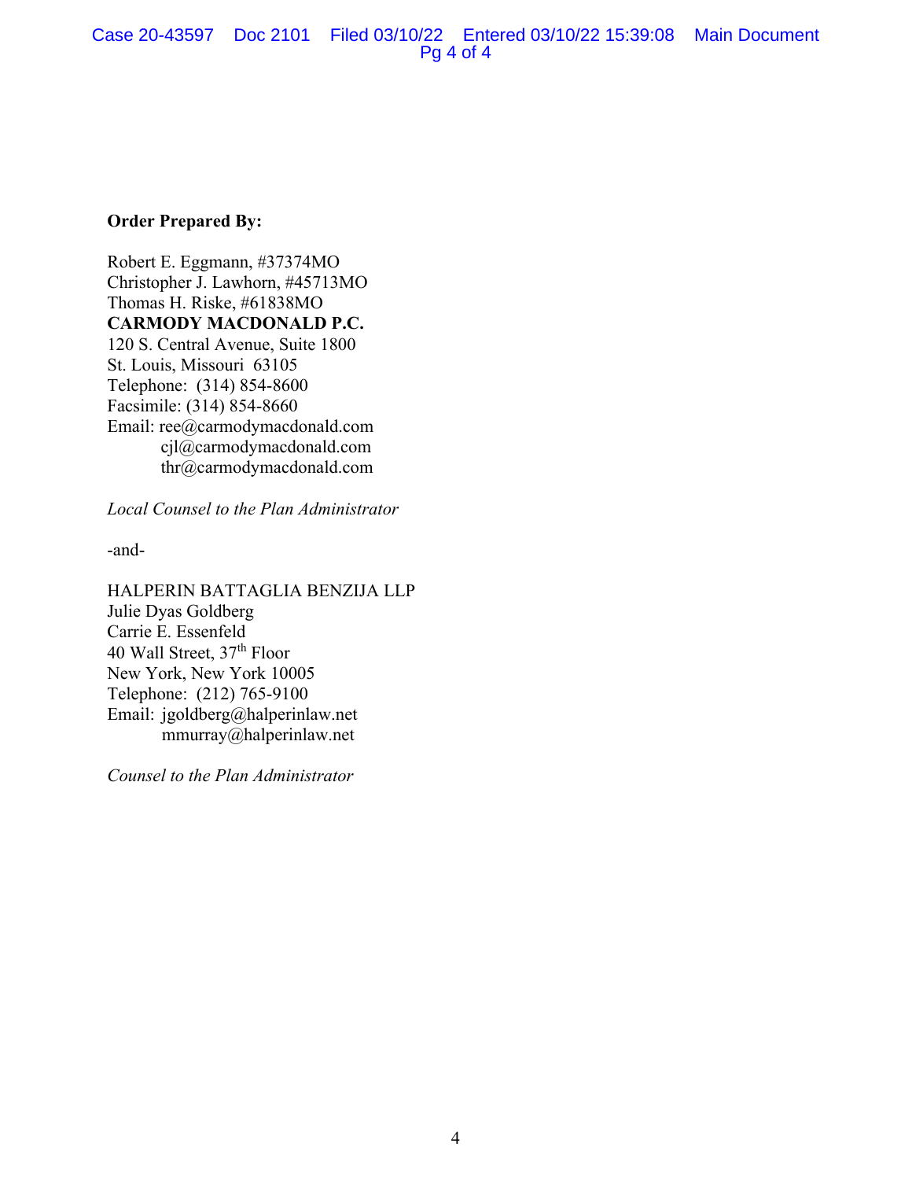**Order Prepared By:**

Robert E. Eggmann, #37374MO
Christopher J. Lawhorn, #45713MO
Thomas H. Riske, #61838MO
**CARMODY MACDONALD P.C.**
120 S. Central Avenue, Suite 1800
St. Louis, Missouri 63105
Telephone: (314) 854-8600
Facsimile: (314) 854-8660
Email: ree@carmodymacdonald.com
cjl@carmodymacdonald.com
thr@carmodymacdonald.com

*Local Counsel to the Plan Administrator*

-and-

HALPERIN BATTAGLIA BENZIJA LLP
Julie Dyas Goldberg
Carrie E. Essenfeld
40 Wall Street, 37th Floor
New York, New York 10005
Telephone: (212) 765-9100
Email: jgoldberg@halperinlaw.net
mmurray@halperinlaw.net

*Counsel to the Plan Administrator*